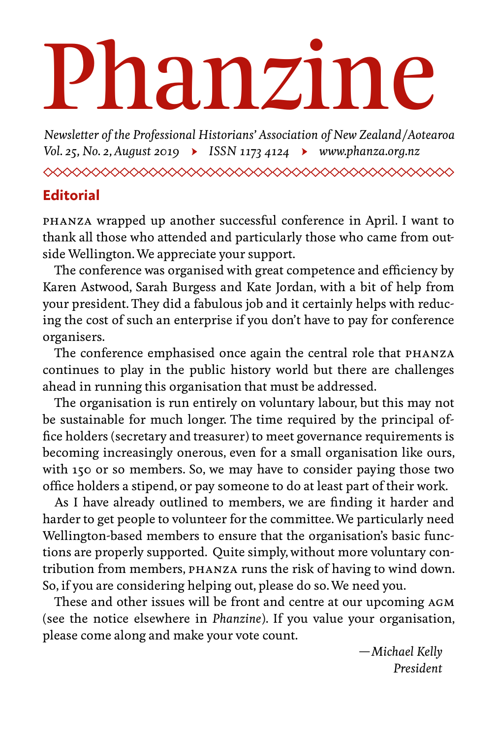# Phanzine

*Newsletter of the Professional Historians' Association of New Zealand/Aotearoa*
*Vol. 25, No. 2, August 2019* ‣ *ISSN 1173 4124* ‣ *www.phanza.org.nz*

## Editorial

PHANZA wrapped up another successful conference in April. I want to thank all those who attended and particularly those who came from outside Wellington. We appreciate your support.

The conference was organised with great competence and efficiency by Karen Astwood, Sarah Burgess and Kate Jordan, with a bit of help from your president. They did a fabulous job and it certainly helps with reducing the cost of such an enterprise if you don't have to pay for conference organisers.

The conference emphasised once again the central role that PHANZA continues to play in the public history world but there are challenges ahead in running this organisation that must be addressed.

The organisation is run entirely on voluntary labour, but this may not be sustainable for much longer. The time required by the principal office holders (secretary and treasurer) to meet governance requirements is becoming increasingly onerous, even for a small organisation like ours, with 150 or so members. So, we may have to consider paying those two office holders a stipend, or pay someone to do at least part of their work.

As I have already outlined to members, we are finding it harder and harder to get people to volunteer for the committee. We particularly need Wellington-based members to ensure that the organisation's basic functions are properly supported. Quite simply, without more voluntary contribution from members, PHANZA runs the risk of having to wind down. So, if you are considering helping out, please do so. We need you.

These and other issues will be front and centre at our upcoming AGM (see the notice elsewhere in *Phanzine*). If you value your organisation, please come along and make your vote count.

—*Michael Kelly*
*President*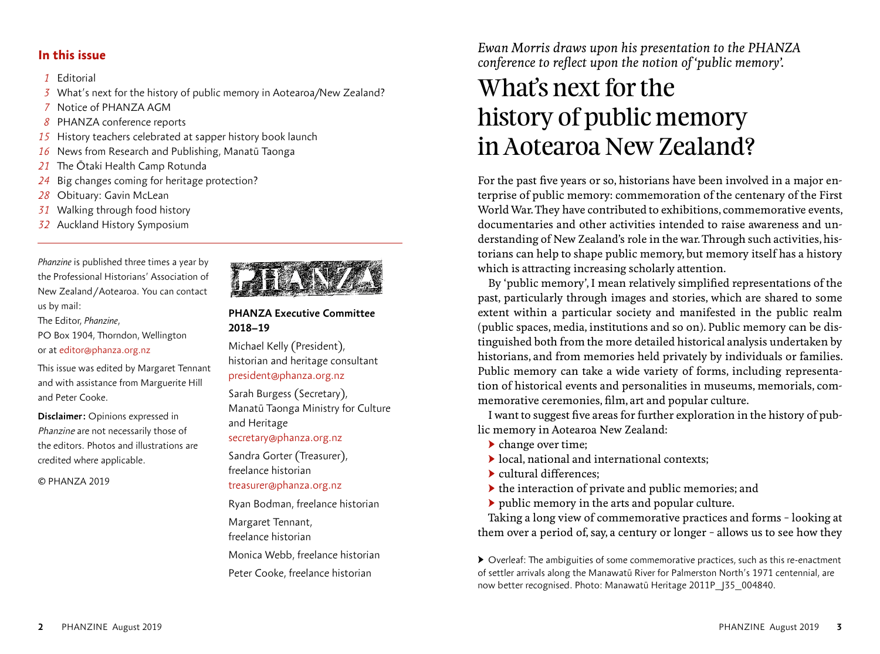## In this issue

- *1* Editorial
- *3* What's next for the history of public memory in Aotearoa/New Zealand?
- *7* Notice of PHANZA AGM
- *8* PHANZA conference reports
- *15* History teachers celebrated at sapper history book launch
- *16* News from Research and Publishing, Manatū Taonga
- *21* The Ōtaki Health Camp Rotunda
- *24* Big changes coming for heritage protection?
- *28* Obituary: Gavin McLean
- *31* Walking through food history
- *32* Auckland History Symposium

*Phanzine* is published three times a year by the Professional Historians' Association of New Zealand / Aotearoa. You can contact us by mail:

The Editor, *Phanzine*,
PO Box 1904, Thorndon, Wellington
or at editor@phanza.org.nz

This issue was edited by Margaret Tennant and with assistance from Marguerite Hill and Peter Cooke.

**Disclaimer:** Opinions expressed in *Phanzine* are not necessarily those of the editors. Photos and illustrations are credited where applicable.

© PHANZA 2019

PHANZA

**PHANZA Executive Committee 2018–19**

Michael Kelly (President), historian and heritage consultant
president@phanza.org.nz

Sarah Burgess (Secretary), Manatū Taonga Ministry for Culture and Heritage
secretary@phanza.org.nz

Sandra Gorter (Treasurer), freelance historian
treasurer@phanza.org.nz

Ryan Bodman, freelance historian

Margaret Tennant, freelance historian

Monica Webb, freelance historian

Peter Cooke, freelance historian

*Ewan Morris draws upon his presentation to the PHANZA conference to reflect upon the notion of 'public memory'.*

# What's next for the history of public memory in Aotearoa New Zealand?

For the past five years or so, historians have been involved in a major enterprise of public memory: commemoration of the centenary of the First World War. They have contributed to exhibitions, commemorative events, documentaries and other activities intended to raise awareness and understanding of New Zealand's role in the war. Through such activities, historians can help to shape public memory, but memory itself has a history which is attracting increasing scholarly attention.

By 'public memory', I mean relatively simplified representations of the past, particularly through images and stories, which are shared to some extent within a particular society and manifested in the public realm (public spaces, media, institutions and so on). Public memory can be distinguished both from the more detailed historical analysis undertaken by historians, and from memories held privately by individuals or families. Public memory can take a wide variety of forms, including representation of historical events and personalities in museums, memorials, commemorative ceremonies, film, art and popular culture.

I want to suggest five areas for further exploration in the history of public memory in Aotearoa New Zealand:

- change over time;
- local, national and international contexts;
- cultural differences;
- the interaction of private and public memories; and
- public memory in the arts and popular culture.

Taking a long view of commemorative practices and forms – looking at them over a period of, say, a century or longer – allows us to see how they

▶ Overleaf: The ambiguities of some commemorative practices, such as this re-enactment of settler arrivals along the Manawatū River for Palmerston North's 1971 centennial, are now better recognised. Photo: Manawatū Heritage 2011P_J35_004840.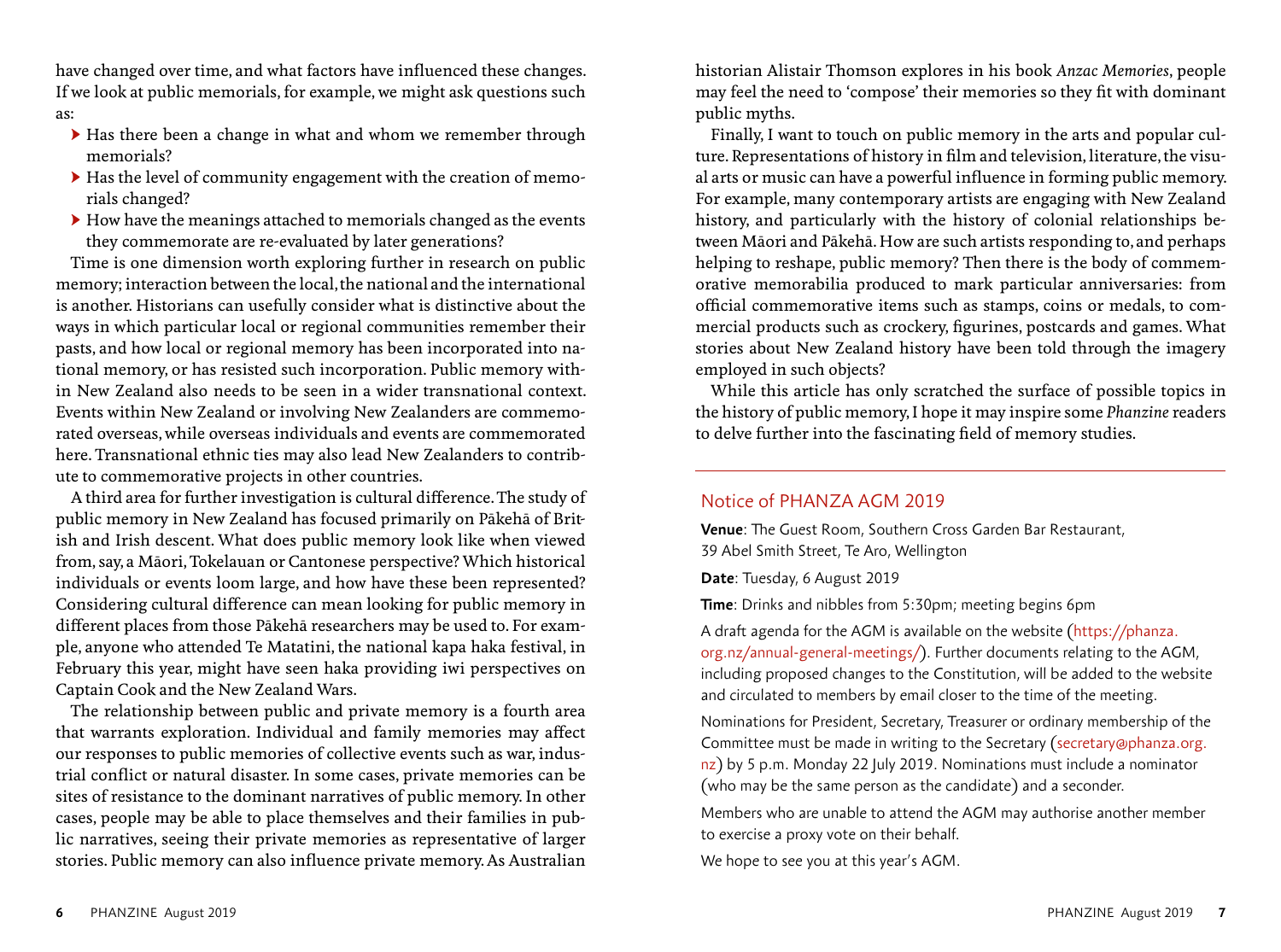have changed over time, and what factors have influenced these changes. If we look at public memorials, for example, we might ask questions such as:

- Has there been a change in what and whom we remember through memorials?
- Has the level of community engagement with the creation of memorials changed?
- How have the meanings attached to memorials changed as the events they commemorate are re-evaluated by later generations?

Time is one dimension worth exploring further in research on public memory; interaction between the local, the national and the international is another. Historians can usefully consider what is distinctive about the ways in which particular local or regional communities remember their pasts, and how local or regional memory has been incorporated into national memory, or has resisted such incorporation. Public memory within New Zealand also needs to be seen in a wider transnational context. Events within New Zealand or involving New Zealanders are commemorated overseas, while overseas individuals and events are commemorated here. Transnational ethnic ties may also lead New Zealanders to contribute to commemorative projects in other countries.

A third area for further investigation is cultural difference. The study of public memory in New Zealand has focused primarily on Pākehā of British and Irish descent. What does public memory look like when viewed from, say, a Māori, Tokelauan or Cantonese perspective? Which historical individuals or events loom large, and how have these been represented? Considering cultural difference can mean looking for public memory in different places from those Pākehā researchers may be used to. For example, anyone who attended Te Matatini, the national kapa haka festival, in February this year, might have seen haka providing iwi perspectives on Captain Cook and the New Zealand Wars.

The relationship between public and private memory is a fourth area that warrants exploration. Individual and family memories may affect our responses to public memories of collective events such as war, industrial conflict or natural disaster. In some cases, private memories can be sites of resistance to the dominant narratives of public memory. In other cases, people may be able to place themselves and their families in public narratives, seeing their private memories as representative of larger stories. Public memory can also influence private memory. As Australian historian Alistair Thomson explores in his book *Anzac Memories*, people may feel the need to 'compose' their memories so they fit with dominant public myths.

Finally, I want to touch on public memory in the arts and popular culture. Representations of history in film and television, literature, the visual arts or music can have a powerful influence in forming public memory. For example, many contemporary artists are engaging with New Zealand history, and particularly with the history of colonial relationships between Māori and Pākehā. How are such artists responding to, and perhaps helping to reshape, public memory? Then there is the body of commemorative memorabilia produced to mark particular anniversaries: from official commemorative items such as stamps, coins or medals, to commercial products such as crockery, figurines, postcards and games. What stories about New Zealand history have been told through the imagery employed in such objects?

While this article has only scratched the surface of possible topics in the history of public memory, I hope it may inspire some *Phanzine* readers to delve further into the fascinating field of memory studies.

---

## Notice of PHANZA AGM 2019

**Venue**: The Guest Room, Southern Cross Garden Bar Restaurant, 39 Abel Smith Street, Te Aro, Wellington

**Date**: Tuesday, 6 August 2019

**Time**: Drinks and nibbles from 5:30pm; meeting begins 6pm

A draft agenda for the AGM is available on the website (https://phanza.org.nz/annual-general-meetings/). Further documents relating to the AGM, including proposed changes to the Constitution, will be added to the website and circulated to members by email closer to the time of the meeting.

Nominations for President, Secretary, Treasurer or ordinary membership of the Committee must be made in writing to the Secretary (secretary@phanza.org.nz) by 5 p.m. Monday 22 July 2019. Nominations must include a nominator (who may be the same person as the candidate) and a seconder.

Members who are unable to attend the AGM may authorise another member to exercise a proxy vote on their behalf.

We hope to see you at this year's AGM.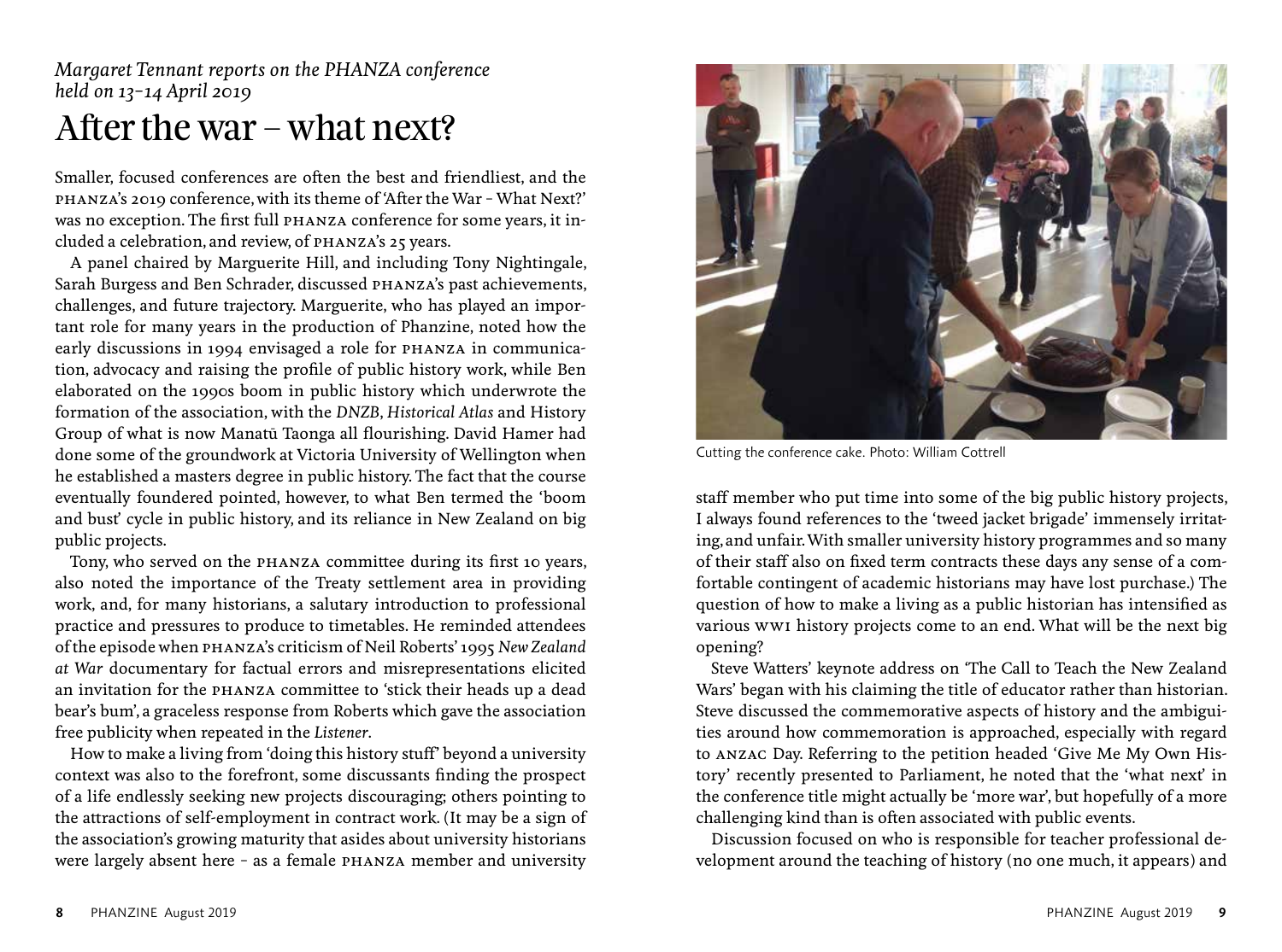*Margaret Tennant reports on the PHANZA conference held on 13–14 April 2019*

# After the war – what next?

Smaller, focused conferences are often the best and friendliest, and the PHANZA's 2019 conference, with its theme of 'After the War – What Next?' was no exception. The first full PHANZA conference for some years, it included a celebration, and review, of PHANZA's 25 years.

A panel chaired by Marguerite Hill, and including Tony Nightingale, Sarah Burgess and Ben Schrader, discussed PHANZA's past achievements, challenges, and future trajectory. Marguerite, who has played an important role for many years in the production of Phanzine, noted how the early discussions in 1994 envisaged a role for PHANZA in communication, advocacy and raising the profile of public history work, while Ben elaborated on the 1990s boom in public history which underwrote the formation of the association, with the *DNZB*, *Historical Atlas* and History Group of what is now Manatū Taonga all flourishing. David Hamer had done some of the groundwork at Victoria University of Wellington when he established a masters degree in public history. The fact that the course eventually foundered pointed, however, to what Ben termed the 'boom and bust' cycle in public history, and its reliance in New Zealand on big public projects.

Tony, who served on the PHANZA committee during its first 10 years, also noted the importance of the Treaty settlement area in providing work, and, for many historians, a salutary introduction to professional practice and pressures to produce to timetables. He reminded attendees of the episode when PHANZA's criticism of Neil Roberts' 1995 *New Zealand at War* documentary for factual errors and misrepresentations elicited an invitation for the PHANZA committee to 'stick their heads up a dead bear's bum', a graceless response from Roberts which gave the association free publicity when repeated in the *Listener*.

How to make a living from 'doing this history stuff' beyond a university context was also to the forefront, some discussants finding the prospect of a life endlessly seeking new projects discouraging; others pointing to the attractions of self-employment in contract work. (It may be a sign of the association's growing maturity that asides about university historians were largely absent here – as a female PHANZA member and university staff member who put time into some of the big public history projects, I always found references to the 'tweed jacket brigade' immensely irritating, and unfair. With smaller university history programmes and so many of their staff also on fixed term contracts these days any sense of a comfortable contingent of academic historians may have lost purchase.) The question of how to make a living as a public historian has intensified as various WWI history projects come to an end. What will be the next big opening?

Cutting the conference cake. Photo: William Cottrell

Steve Watters' keynote address on 'The Call to Teach the New Zealand Wars' began with his claiming the title of educator rather than historian. Steve discussed the commemorative aspects of history and the ambiguities around how commemoration is approached, especially with regard to ANZAC Day. Referring to the petition headed 'Give Me My Own History' recently presented to Parliament, he noted that the 'what next' in the conference title might actually be 'more war', but hopefully of a more challenging kind than is often associated with public events.

Discussion focused on who is responsible for teacher professional development around the teaching of history (no one much, it appears) and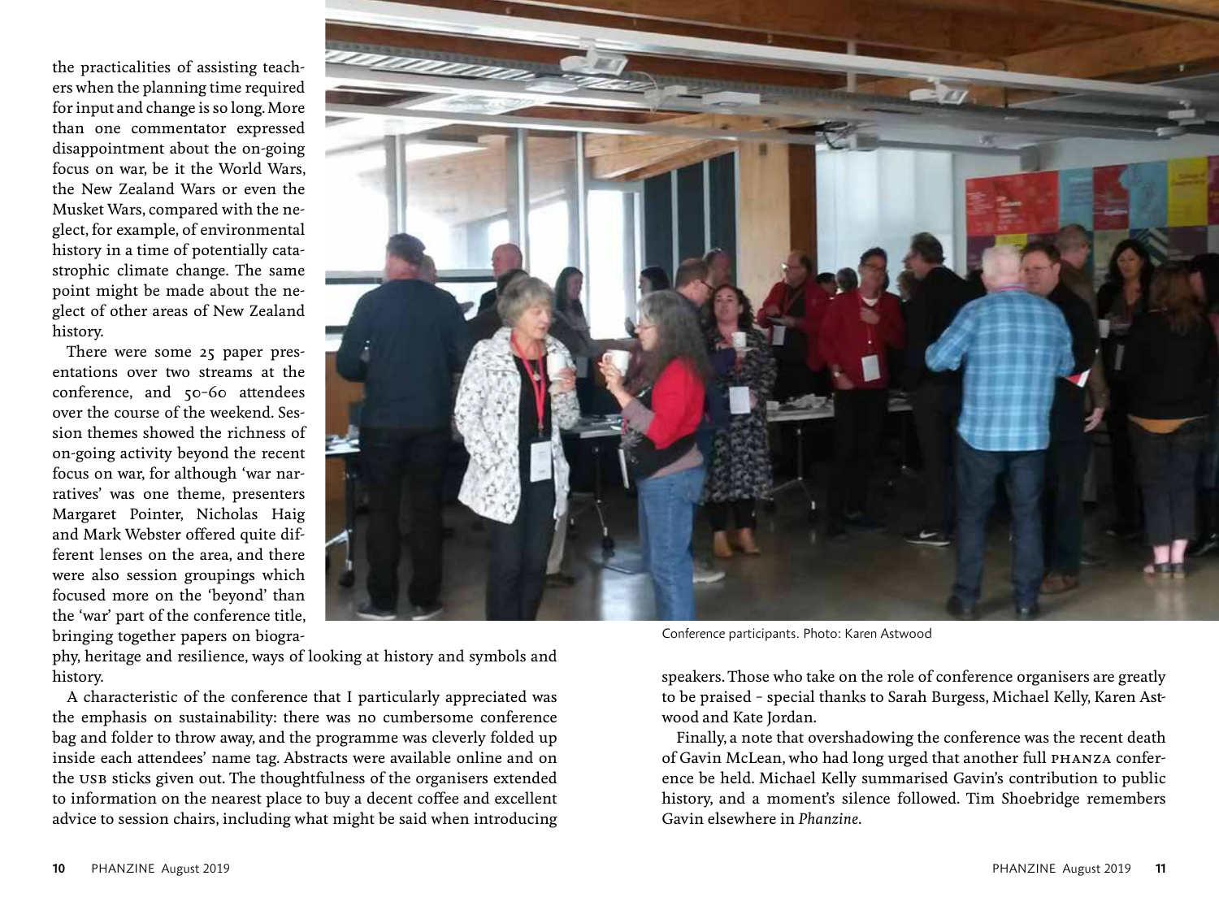the practicalities of assisting teachers when the planning time required for input and change is so long. More than one commentator expressed disappointment about the on-going focus on war, be it the World Wars, the New Zealand Wars or even the Musket Wars, compared with the neglect, for example, of environmental history in a time of potentially catastrophic climate change. The same point might be made about the neglect of other areas of New Zealand history.

There were some 25 paper presentations over two streams at the conference, and 50–60 attendees over the course of the weekend. Session themes showed the richness of on-going activity beyond the recent focus on war, for although 'war narratives' was one theme, presenters Margaret Pointer, Nicholas Haig and Mark Webster offered quite different lenses on the area, and there were also session groupings which focused more on the 'beyond' than the 'war' part of the conference title, bringing together papers on biography, heritage and resilience, ways of looking at history and symbols and history.

A characteristic of the conference that I particularly appreciated was the emphasis on sustainability: there was no cumbersome conference bag and folder to throw away, and the programme was cleverly folded up inside each attendees' name tag. Abstracts were available online and on the USB sticks given out. The thoughtfulness of the organisers extended to information on the nearest place to buy a decent coffee and excellent advice to session chairs, including what might be said when introducing speakers. Those who take on the role of conference organisers are greatly to be praised – special thanks to Sarah Burgess, Michael Kelly, Karen Astwood and Kate Jordan.

Finally, a note that overshadowing the conference was the recent death of Gavin McLean, who had long urged that another full PHANZA conference be held. Michael Kelly summarised Gavin's contribution to public history, and a moment's silence followed. Tim Shoebridge remembers Gavin elsewhere in *Phanzine*.

Conference participants. Photo: Karen Astwood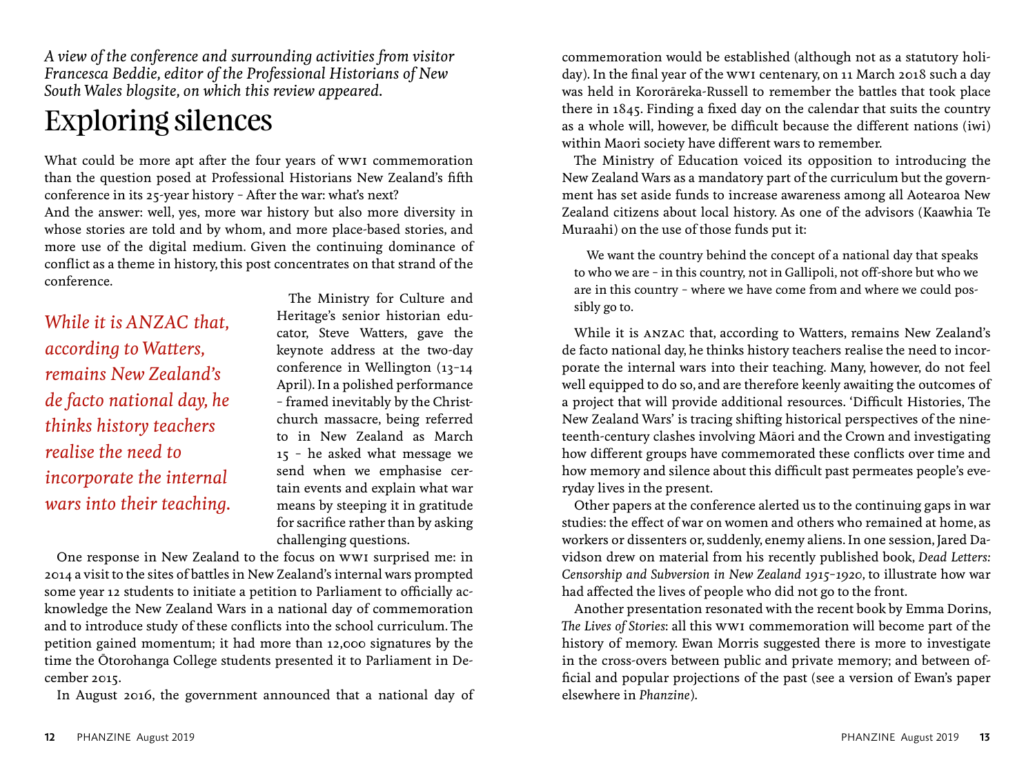*A view of the conference and surrounding activities from visitor Francesca Beddie, editor of the Professional Historians of New South Wales blogsite, on which this review appeared.*

# Exploring silences

What could be more apt after the four years of WWI commemoration than the question posed at Professional Historians New Zealand's fifth conference in its 25-year history – After the war: what's next?

And the answer: well, yes, more war history but also more diversity in whose stories are told and by whom, and more place-based stories, and more use of the digital medium. Given the continuing dominance of conflict as a theme in history, this post concentrates on that strand of the conference.

*While it is ANZAC that, according to Watters, remains New Zealand's de facto national day, he thinks history teachers realise the need to incorporate the internal wars into their teaching.*

The Ministry for Culture and Heritage's senior historian educator, Steve Watters, gave the keynote address at the two-day conference in Wellington (13–14 April). In a polished performance – framed inevitably by the Christchurch massacre, being referred to in New Zealand as March 15 – he asked what message we send when we emphasise certain events and explain what war means by steeping it in gratitude for sacrifice rather than by asking challenging questions.

One response in New Zealand to the focus on WWI surprised me: in 2014 a visit to the sites of battles in New Zealand's internal wars prompted some year 12 students to initiate a petition to Parliament to officially acknowledge the New Zealand Wars in a national day of commemoration and to introduce study of these conflicts into the school curriculum. The petition gained momentum; it had more than 12,000 signatures by the time the Ōtorohanga College students presented it to Parliament in December 2015.

In August 2016, the government announced that a national day of commemoration would be established (although not as a statutory holiday). In the final year of the WWI centenary, on 11 March 2018 such a day was held in Kororāreka-Russell to remember the battles that took place there in 1845. Finding a fixed day on the calendar that suits the country as a whole will, however, be difficult because the different nations (iwi) within Maori society have different wars to remember.

The Ministry of Education voiced its opposition to introducing the New Zealand Wars as a mandatory part of the curriculum but the government has set aside funds to increase awareness among all Aotearoa New Zealand citizens about local history. As one of the advisors (Kaawhia Te Muraahi) on the use of those funds put it:

> We want the country behind the concept of a national day that speaks to who we are – in this country, not in Gallipoli, not off-shore but who we are in this country – where we have come from and where we could possibly go to.

While it is ANZAC that, according to Watters, remains New Zealand's de facto national day, he thinks history teachers realise the need to incorporate the internal wars into their teaching. Many, however, do not feel well equipped to do so, and are therefore keenly awaiting the outcomes of a project that will provide additional resources. 'Difficult Histories, The New Zealand Wars' is tracing shifting historical perspectives of the nineteenth-century clashes involving Māori and the Crown and investigating how different groups have commemorated these conflicts over time and how memory and silence about this difficult past permeates people's everyday lives in the present.

Other papers at the conference alerted us to the continuing gaps in war studies: the effect of war on women and others who remained at home, as workers or dissenters or, suddenly, enemy aliens. In one session, Jared Davidson drew on material from his recently published book, *Dead Letters: Censorship and Subversion in New Zealand 1915–1920*, to illustrate how war had affected the lives of people who did not go to the front.

Another presentation resonated with the recent book by Emma Dorins, *The Lives of Stories*: all this WWI commemoration will become part of the history of memory. Ewan Morris suggested there is more to investigate in the cross-overs between public and private memory; and between official and popular projections of the past (see a version of Ewan's paper elsewhere in *Phanzine*).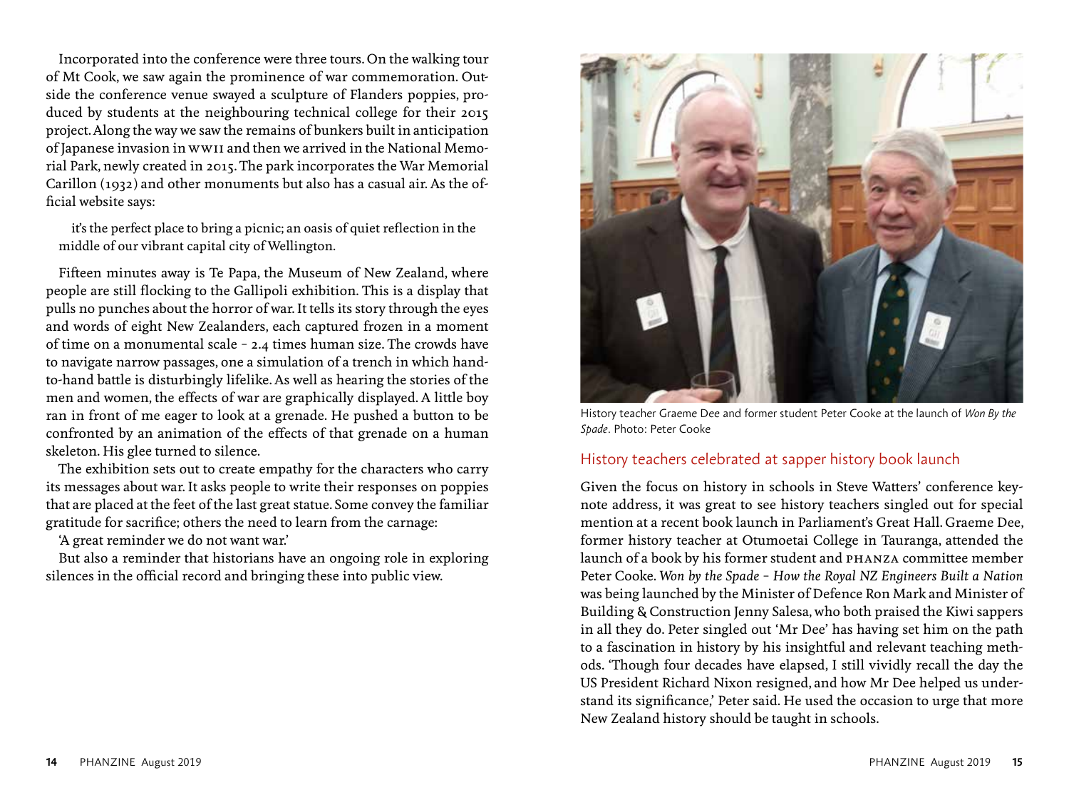Incorporated into the conference were three tours. On the walking tour of Mt Cook, we saw again the prominence of war commemoration. Outside the conference venue swayed a sculpture of Flanders poppies, produced by students at the neighbouring technical college for their 2015 project. Along the way we saw the remains of bunkers built in anticipation of Japanese invasion in WWII and then we arrived in the National Memorial Park, newly created in 2015. The park incorporates the War Memorial Carillon (1932) and other monuments but also has a casual air. As the official website says:

> it's the perfect place to bring a picnic; an oasis of quiet reflection in the middle of our vibrant capital city of Wellington.

Fifteen minutes away is Te Papa, the Museum of New Zealand, where people are still flocking to the Gallipoli exhibition. This is a display that pulls no punches about the horror of war. It tells its story through the eyes and words of eight New Zealanders, each captured frozen in a moment of time on a monumental scale – 2.4 times human size. The crowds have to navigate narrow passages, one a simulation of a trench in which hand-to-hand battle is disturbingly lifelike. As well as hearing the stories of the men and women, the effects of war are graphically displayed. A little boy ran in front of me eager to look at a grenade. He pushed a button to be confronted by an animation of the effects of that grenade on a human skeleton. His glee turned to silence.

The exhibition sets out to create empathy for the characters who carry its messages about war. It asks people to write their responses on poppies that are placed at the feet of the last great statue. Some convey the familiar gratitude for sacrifice; others the need to learn from the carnage:

'A great reminder we do not want war.'

But also a reminder that historians have an ongoing role in exploring silences in the official record and bringing these into public view.

History teacher Graeme Dee and former student Peter Cooke at the launch of *Won By the Spade*. Photo: Peter Cooke

## History teachers celebrated at sapper history book launch

Given the focus on history in schools in Steve Watters' conference keynote address, it was great to see history teachers singled out for special mention at a recent book launch in Parliament's Great Hall. Graeme Dee, former history teacher at Otumoetai College in Tauranga, attended the launch of a book by his former student and PHANZA committee member Peter Cooke. *Won by the Spade – How the Royal NZ Engineers Built a Nation* was being launched by the Minister of Defence Ron Mark and Minister of Building & Construction Jenny Salesa, who both praised the Kiwi sappers in all they do. Peter singled out 'Mr Dee' has having set him on the path to a fascination in history by his insightful and relevant teaching methods. 'Though four decades have elapsed, I still vividly recall the day the US President Richard Nixon resigned, and how Mr Dee helped us understand its significance,' Peter said. He used the occasion to urge that more New Zealand history should be taught in schools.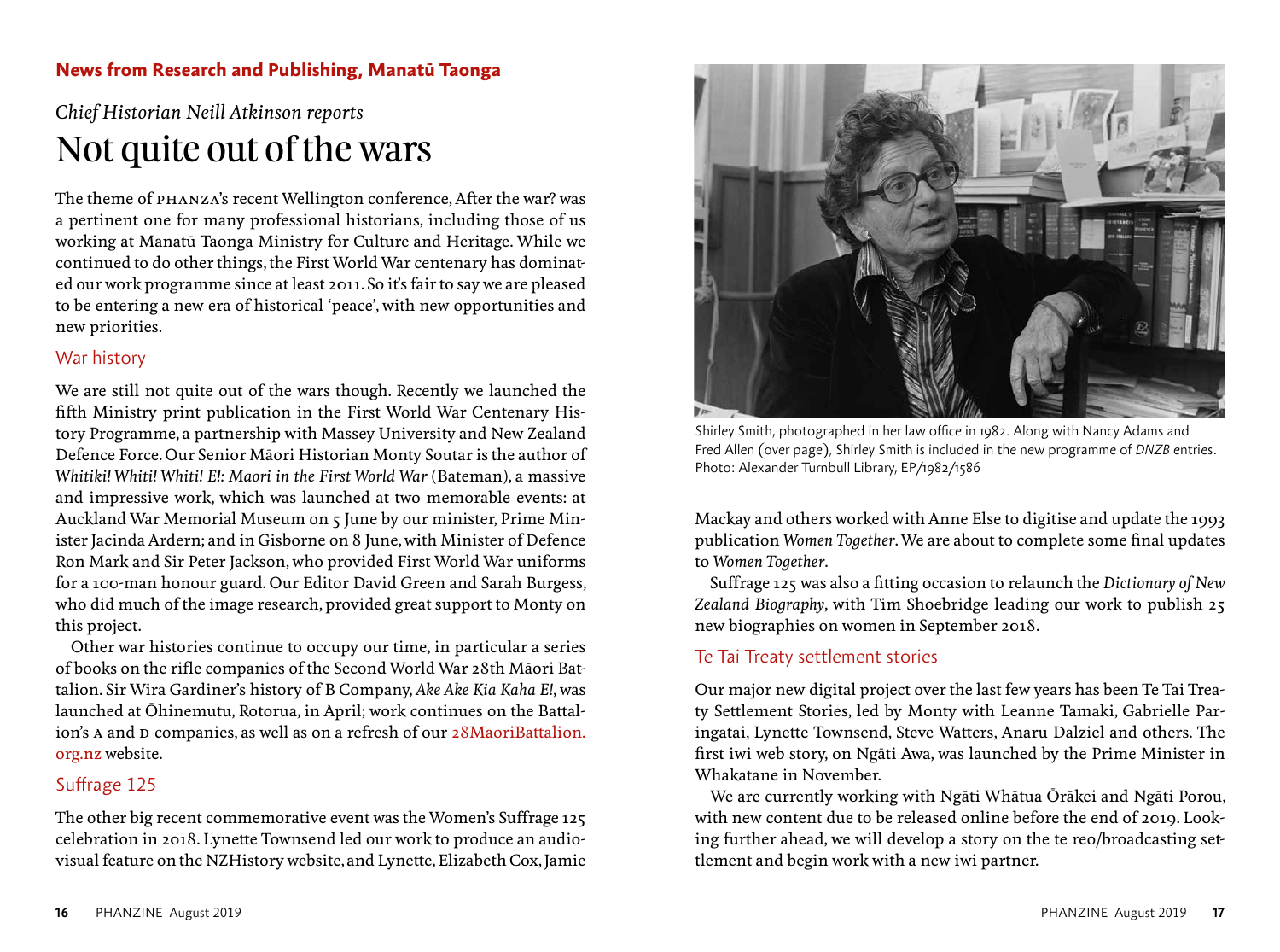**News from Research and Publishing, Manatū Taonga**

*Chief Historian Neill Atkinson reports*

# Not quite out of the wars

The theme of PHANZA's recent Wellington conference, After the war? was a pertinent one for many professional historians, including those of us working at Manatū Taonga Ministry for Culture and Heritage. While we continued to do other things, the First World War centenary has dominated our work programme since at least 2011. So it's fair to say we are pleased to be entering a new era of historical 'peace', with new opportunities and new priorities.

## War history

We are still not quite out of the wars though. Recently we launched the fifth Ministry print publication in the First World War Centenary History Programme, a partnership with Massey University and New Zealand Defence Force. Our Senior Māori Historian Monty Soutar is the author of *Whitiki! Whiti! Whiti! E!: Maori in the First World War* (Bateman), a massive and impressive work, which was launched at two memorable events: at Auckland War Memorial Museum on 5 June by our minister, Prime Minister Jacinda Ardern; and in Gisborne on 8 June, with Minister of Defence Ron Mark and Sir Peter Jackson, who provided First World War uniforms for a 100-man honour guard. Our Editor David Green and Sarah Burgess, who did much of the image research, provided great support to Monty on this project.

Other war histories continue to occupy our time, in particular a series of books on the rifle companies of the Second World War 28th Māori Battalion. Sir Wira Gardiner's history of B Company, *Ake Ake Kia Kaha E!*, was launched at Ōhinemutu, Rotorua, in April; work continues on the Battalion's A and D companies, as well as on a refresh of our 28MaoriBattalion.org.nz website.

## Suffrage 125

The other big recent commemorative event was the Women's Suffrage 125 celebration in 2018. Lynette Townsend led our work to produce an audiovisual feature on the NZHistory website, and Lynette, Elizabeth Cox, Jamie Mackay and others worked with Anne Else to digitise and update the 1993 publication *Women Together*. We are about to complete some final updates to *Women Together*.

Suffrage 125 was also a fitting occasion to relaunch the *Dictionary of New Zealand Biography*, with Tim Shoebridge leading our work to publish 25 new biographies on women in September 2018.

Shirley Smith, photographed in her law office in 1982. Along with Nancy Adams and Fred Allen (over page), Shirley Smith is included in the new programme of *DNZB* entries. Photo: Alexander Turnbull Library, EP/1982/1586

## Te Tai Treaty settlement stories

Our major new digital project over the last few years has been Te Tai Treaty Settlement Stories, led by Monty with Leanne Tamaki, Gabrielle Paringatai, Lynette Townsend, Steve Watters, Anaru Dalziel and others. The first iwi web story, on Ngāti Awa, was launched by the Prime Minister in Whakatane in November.

We are currently working with Ngāti Whātua Ōrākei and Ngāti Porou, with new content due to be released online before the end of 2019. Looking further ahead, we will develop a story on the te reo/broadcasting settlement and begin work with a new iwi partner.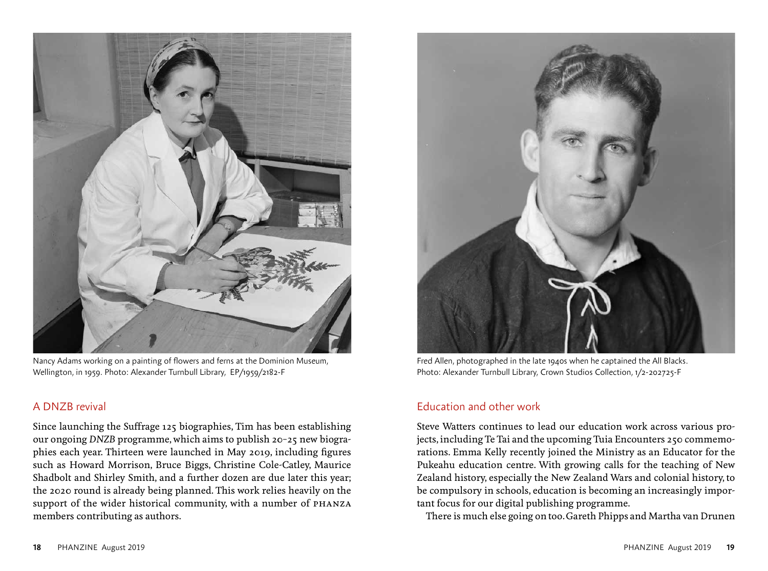Nancy Adams working on a painting of flowers and ferns at the Dominion Museum, Wellington, in 1959. Photo: Alexander Turnbull Library, EP/1959/2182-F

## A DNZB revival

Since launching the Suffrage 125 biographies, Tim has been establishing our ongoing *DNZB* programme, which aims to publish 20–25 new biographies each year. Thirteen were launched in May 2019, including figures such as Howard Morrison, Bruce Biggs, Christine Cole-Catley, Maurice Shadbolt and Shirley Smith, and a further dozen are due later this year; the 2020 round is already being planned. This work relies heavily on the support of the wider historical community, with a number of PHANZA members contributing as authors.

Fred Allen, photographed in the late 1940s when he captained the All Blacks. Photo: Alexander Turnbull Library, Crown Studios Collection, 1/2-202725-F

## Education and other work

Steve Watters continues to lead our education work across various projects, including Te Tai and the upcoming Tuia Encounters 250 commemorations. Emma Kelly recently joined the Ministry as an Educator for the Pukeahu education centre. With growing calls for the teaching of New Zealand history, especially the New Zealand Wars and colonial history, to be compulsory in schools, education is becoming an increasingly important focus for our digital publishing programme.

There is much else going on too. Gareth Phipps and Martha van Drunen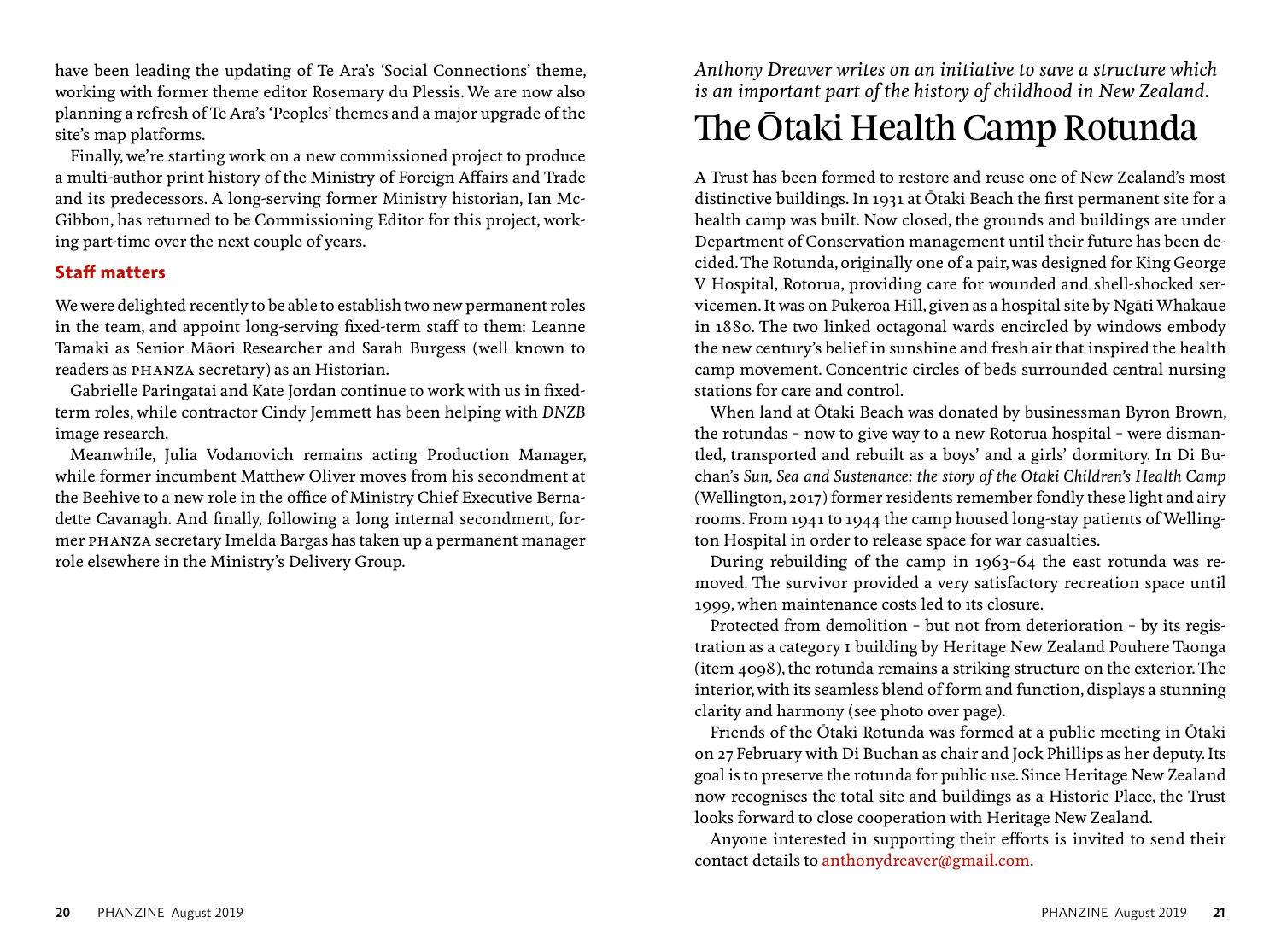have been leading the updating of Te Ara's 'Social Connections' theme, working with former theme editor Rosemary du Plessis. We are now also planning a refresh of Te Ara's 'Peoples' themes and a major upgrade of the site's map platforms.

Finally, we're starting work on a new commissioned project to produce a multi-author print history of the Ministry of Foreign Affairs and Trade and its predecessors. A long-serving former Ministry historian, Ian McGibbon, has returned to be Commissioning Editor for this project, working part-time over the next couple of years.

### Staff matters

We were delighted recently to be able to establish two new permanent roles in the team, and appoint long-serving fixed-term staff to them: Leanne Tamaki as Senior Māori Researcher and Sarah Burgess (well known to readers as PHANZA secretary) as an Historian.

Gabrielle Paringatai and Kate Jordan continue to work with us in fixed-term roles, while contractor Cindy Jemmett has been helping with *DNZB* image research.

Meanwhile, Julia Vodanovich remains acting Production Manager, while former incumbent Matthew Oliver moves from his secondment at the Beehive to a new role in the office of Ministry Chief Executive Bernadette Cavanagh. And finally, following a long internal secondment, former PHANZA secretary Imelda Bargas has taken up a permanent manager role elsewhere in the Ministry's Delivery Group.

*Anthony Dreaver writes on an initiative to save a structure which is an important part of the history of childhood in New Zealand.*

# The Ōtaki Health Camp Rotunda

A Trust has been formed to restore and reuse one of New Zealand's most distinctive buildings. In 1931 at Ōtaki Beach the first permanent site for a health camp was built. Now closed, the grounds and buildings are under Department of Conservation management until their future has been decided. The Rotunda, originally one of a pair, was designed for King George V Hospital, Rotorua, providing care for wounded and shell-shocked servicemen. It was on Pukeroa Hill, given as a hospital site by Ngāti Whakaue in 1880. The two linked octagonal wards encircled by windows embody the new century's belief in sunshine and fresh air that inspired the health camp movement. Concentric circles of beds surrounded central nursing stations for care and control.

When land at Ōtaki Beach was donated by businessman Byron Brown, the rotundas – now to give way to a new Rotorua hospital – were dismantled, transported and rebuilt as a boys' and a girls' dormitory. In Di Buchan's *Sun, Sea and Sustenance: the story of the Otaki Children's Health Camp* (Wellington, 2017) former residents remember fondly these light and airy rooms. From 1941 to 1944 the camp housed long-stay patients of Wellington Hospital in order to release space for war casualties.

During rebuilding of the camp in 1963–64 the east rotunda was removed. The survivor provided a very satisfactory recreation space until 1999, when maintenance costs led to its closure.

Protected from demolition – but not from deterioration – by its registration as a category I building by Heritage New Zealand Pouhere Taonga (item 4098), the rotunda remains a striking structure on the exterior. The interior, with its seamless blend of form and function, displays a stunning clarity and harmony (see photo over page).

Friends of the Ōtaki Rotunda was formed at a public meeting in Ōtaki on 27 February with Di Buchan as chair and Jock Phillips as her deputy. Its goal is to preserve the rotunda for public use. Since Heritage New Zealand now recognises the total site and buildings as a Historic Place, the Trust looks forward to close cooperation with Heritage New Zealand.

Anyone interested in supporting their efforts is invited to send their contact details to anthonydreaver@gmail.com.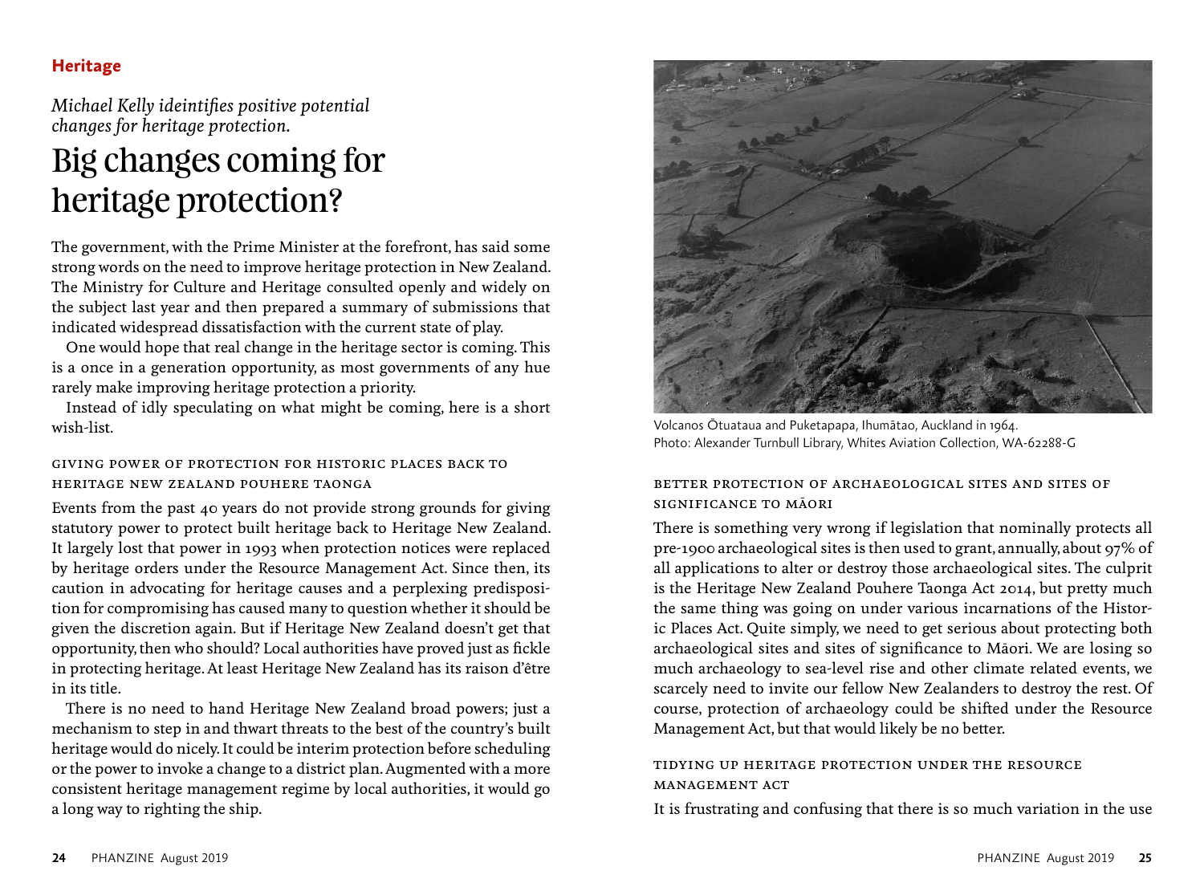**Heritage**

*Michael Kelly ideintifies positive potential changes for heritage protection.*

# Big changes coming for heritage protection?

The government, with the Prime Minister at the forefront, has said some strong words on the need to improve heritage protection in New Zealand. The Ministry for Culture and Heritage consulted openly and widely on the subject last year and then prepared a summary of submissions that indicated widespread dissatisfaction with the current state of play.

One would hope that real change in the heritage sector is coming. This is a once in a generation opportunity, as most governments of any hue rarely make improving heritage protection a priority.

Instead of idly speculating on what might be coming, here is a short wish-list.

## Giving power of protection for historic places back to Heritage New Zealand Pouhere Taonga

Events from the past 40 years do not provide strong grounds for giving statutory power to protect built heritage back to Heritage New Zealand. It largely lost that power in 1993 when protection notices were replaced by heritage orders under the Resource Management Act. Since then, its caution in advocating for heritage causes and a perplexing predisposition for compromising has caused many to question whether it should be given the discretion again. But if Heritage New Zealand doesn't get that opportunity, then who should? Local authorities have proved just as fickle in protecting heritage. At least Heritage New Zealand has its raison d'être in its title.

There is no need to hand Heritage New Zealand broad powers; just a mechanism to step in and thwart threats to the best of the country's built heritage would do nicely. It could be interim protection before scheduling or the power to invoke a change to a district plan. Augmented with a more consistent heritage management regime by local authorities, it would go a long way to righting the ship.

Volcanos Ōtuataua and Puketapapa, Ihumātao, Auckland in 1964.
Photo: Alexander Turnbull Library, Whites Aviation Collection, WA-62288-G

## Better protection of archaeological sites and sites of significance to Māori

There is something very wrong if legislation that nominally protects all pre-1900 archaeological sites is then used to grant, annually, about 97% of all applications to alter or destroy those archaeological sites. The culprit is the Heritage New Zealand Pouhere Taonga Act 2014, but pretty much the same thing was going on under various incarnations of the Historic Places Act. Quite simply, we need to get serious about protecting both archaeological sites and sites of significance to Māori. We are losing so much archaeology to sea-level rise and other climate related events, we scarcely need to invite our fellow New Zealanders to destroy the rest. Of course, protection of archaeology could be shifted under the Resource Management Act, but that would likely be no better.

## Tidying up heritage protection under the Resource Management Act

It is frustrating and confusing that there is so much variation in the use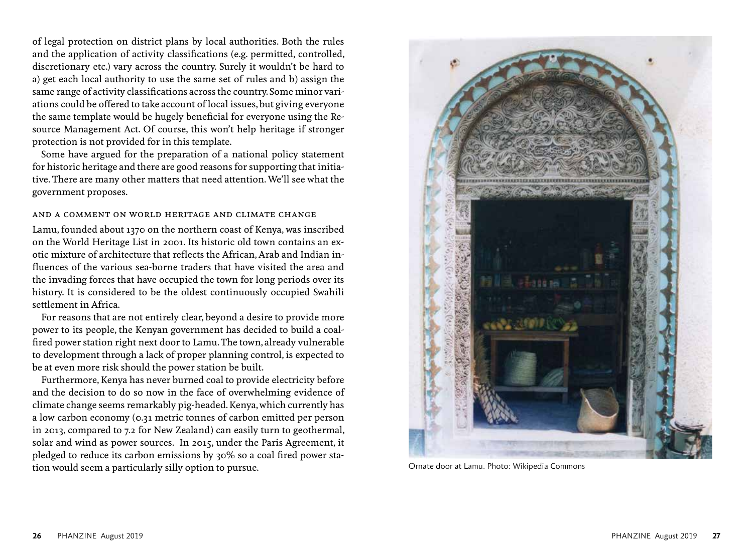of legal protection on district plans by local authorities. Both the rules and the application of activity classifications (e.g. permitted, controlled, discretionary etc.) vary across the country. Surely it wouldn't be hard to a) get each local authority to use the same set of rules and b) assign the same range of activity classifications across the country. Some minor variations could be offered to take account of local issues, but giving everyone the same template would be hugely beneficial for everyone using the Resource Management Act. Of course, this won't help heritage if stronger protection is not provided for in this template.

Some have argued for the preparation of a national policy statement for historic heritage and there are good reasons for supporting that initiative. There are many other matters that need attention. We'll see what the government proposes.

### And a comment on world heritage and climate change

Lamu, founded about 1370 on the northern coast of Kenya, was inscribed on the World Heritage List in 2001. Its historic old town contains an exotic mixture of architecture that reflects the African, Arab and Indian influences of the various sea-borne traders that have visited the area and the invading forces that have occupied the town for long periods over its history. It is considered to be the oldest continuously occupied Swahili settlement in Africa.

For reasons that are not entirely clear, beyond a desire to provide more power to its people, the Kenyan government has decided to build a coal-fired power station right next door to Lamu. The town, already vulnerable to development through a lack of proper planning control, is expected to be at even more risk should the power station be built.

Furthermore, Kenya has never burned coal to provide electricity before and the decision to do so now in the face of overwhelming evidence of climate change seems remarkably pig-headed. Kenya, which currently has a low carbon economy (0.31 metric tonnes of carbon emitted per person in 2013, compared to 7.2 for New Zealand) can easily turn to geothermal, solar and wind as power sources. In 2015, under the Paris Agreement, it pledged to reduce its carbon emissions by 30% so a coal fired power station would seem a particularly silly option to pursue.

Ornate door at Lamu. Photo: Wikipedia Commons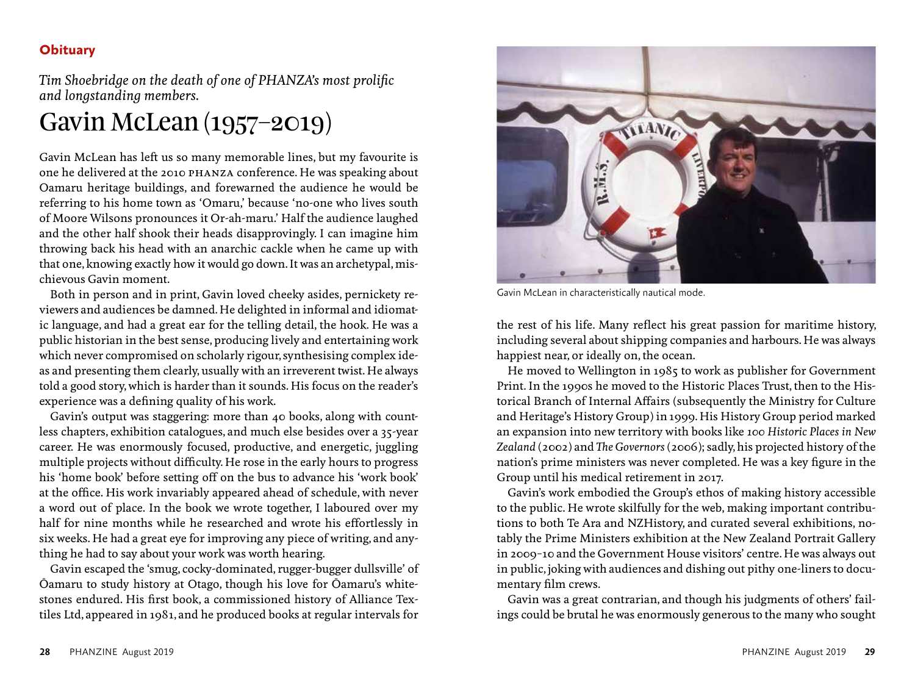**Obituary**

*Tim Shoebridge on the death of one of PHANZA's most prolific and longstanding members.*

# Gavin McLean (1957–2019)

Gavin McLean has left us so many memorable lines, but my favourite is one he delivered at the 2010 PHANZA conference. He was speaking about Oamaru heritage buildings, and forewarned the audience he would be referring to his home town as 'Omaru,' because 'no-one who lives south of Moore Wilsons pronounces it Or-ah-maru.' Half the audience laughed and the other half shook their heads disapprovingly. I can imagine him throwing back his head with an anarchic cackle when he came up with that one, knowing exactly how it would go down. It was an archetypal, mischievous Gavin moment.

Both in person and in print, Gavin loved cheeky asides, pernickety reviewers and audiences be damned. He delighted in informal and idiomatic language, and had a great ear for the telling detail, the hook. He was a public historian in the best sense, producing lively and entertaining work which never compromised on scholarly rigour, synthesising complex ideas and presenting them clearly, usually with an irreverent twist. He always told a good story, which is harder than it sounds. His focus on the reader's experience was a defining quality of his work.

Gavin's output was staggering: more than 40 books, along with countless chapters, exhibition catalogues, and much else besides over a 35-year career. He was enormously focused, productive, and energetic, juggling multiple projects without difficulty. He rose in the early hours to progress his 'home book' before setting off on the bus to advance his 'work book' at the office. His work invariably appeared ahead of schedule, with never a word out of place. In the book we wrote together, I laboured over my half for nine months while he researched and wrote his effortlessly in six weeks. He had a great eye for improving any piece of writing, and anything he had to say about your work was worth hearing.

Gavin escaped the 'smug, cocky-dominated, rugger-bugger dullsville' of Ōamaru to study history at Otago, though his love for Ōamaru's whitestones endured. His first book, a commissioned history of Alliance Textiles Ltd, appeared in 1981, and he produced books at regular intervals for the rest of his life. Many reflect his great passion for maritime history, including several about shipping companies and harbours. He was always happiest near, or ideally on, the ocean.

Gavin McLean in characteristically nautical mode.

He moved to Wellington in 1985 to work as publisher for Government Print. In the 1990s he moved to the Historic Places Trust, then to the Historical Branch of Internal Affairs (subsequently the Ministry for Culture and Heritage's History Group) in 1999. His History Group period marked an expansion into new territory with books like *100 Historic Places in New Zealand* (2002) and *The Governors* (2006); sadly, his projected history of the nation's prime ministers was never completed. He was a key figure in the Group until his medical retirement in 2017.

Gavin's work embodied the Group's ethos of making history accessible to the public. He wrote skilfully for the web, making important contributions to both Te Ara and NZHistory, and curated several exhibitions, notably the Prime Ministers exhibition at the New Zealand Portrait Gallery in 2009–10 and the Government House visitors' centre. He was always out in public, joking with audiences and dishing out pithy one-liners to documentary film crews.

Gavin was a great contrarian, and though his judgments of others' failings could be brutal he was enormously generous to the many who sought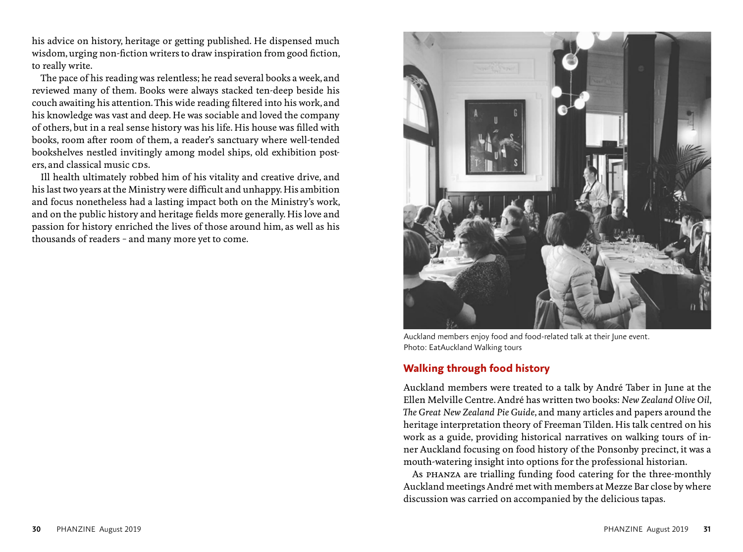his advice on history, heritage or getting published. He dispensed much wisdom, urging non-fiction writers to draw inspiration from good fiction, to really write.

The pace of his reading was relentless; he read several books a week, and reviewed many of them. Books were always stacked ten-deep beside his couch awaiting his attention. This wide reading filtered into his work, and his knowledge was vast and deep. He was sociable and loved the company of others, but in a real sense history was his life. His house was filled with books, room after room of them, a reader's sanctuary where well-tended bookshelves nestled invitingly among model ships, old exhibition posters, and classical music CDs.

Ill health ultimately robbed him of his vitality and creative drive, and his last two years at the Ministry were difficult and unhappy. His ambition and focus nonetheless had a lasting impact both on the Ministry's work, and on the public history and heritage fields more generally. His love and passion for history enriched the lives of those around him, as well as his thousands of readers – and many more yet to come.

Auckland members enjoy food and food-related talk at their June event.
Photo: EatAuckland Walking tours

## Walking through food history

Auckland members were treated to a talk by André Taber in June at the Ellen Melville Centre. André has written two books: *New Zealand Olive Oil*, *The Great New Zealand Pie Guide*, and many articles and papers around the heritage interpretation theory of Freeman Tilden. His talk centred on his work as a guide, providing historical narratives on walking tours of inner Auckland focusing on food history of the Ponsonby precinct, it was a mouth-watering insight into options for the professional historian.

As PHANZA are trialling funding food catering for the three-monthly Auckland meetings André met with members at Mezze Bar close by where discussion was carried on accompanied by the delicious tapas.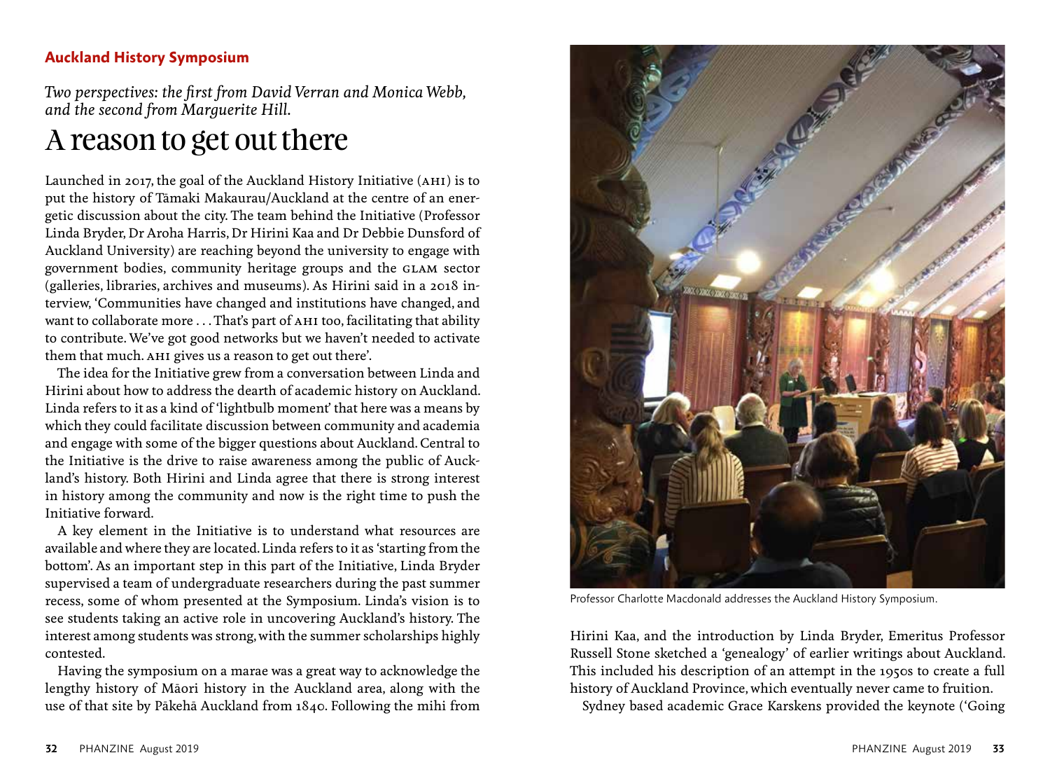**Auckland History Symposium**

*Two perspectives: the first from David Verran and Monica Webb, and the second from Marguerite Hill.*

# A reason to get out there

Launched in 2017, the goal of the Auckland History Initiative (AHI) is to put the history of Tāmaki Makaurau/Auckland at the centre of an energetic discussion about the city. The team behind the Initiative (Professor Linda Bryder, Dr Aroha Harris, Dr Hirini Kaa and Dr Debbie Dunsford of Auckland University) are reaching beyond the university to engage with government bodies, community heritage groups and the GLAM sector (galleries, libraries, archives and museums). As Hirini said in a 2018 interview, 'Communities have changed and institutions have changed, and want to collaborate more . . . That's part of AHI too, facilitating that ability to contribute. We've got good networks but we haven't needed to activate them that much. AHI gives us a reason to get out there'.

The idea for the Initiative grew from a conversation between Linda and Hirini about how to address the dearth of academic history on Auckland. Linda refers to it as a kind of 'lightbulb moment' that here was a means by which they could facilitate discussion between community and academia and engage with some of the bigger questions about Auckland. Central to the Initiative is the drive to raise awareness among the public of Auckland's history. Both Hirini and Linda agree that there is strong interest in history among the community and now is the right time to push the Initiative forward.

A key element in the Initiative is to understand what resources are available and where they are located. Linda refers to it as 'starting from the bottom'. As an important step in this part of the Initiative, Linda Bryder supervised a team of undergraduate researchers during the past summer recess, some of whom presented at the Symposium. Linda's vision is to see students taking an active role in uncovering Auckland's history. The interest among students was strong, with the summer scholarships highly contested.

Having the symposium on a marae was a great way to acknowledge the lengthy history of Māori history in the Auckland area, along with the use of that site by Pākehā Auckland from 1840. Following the mihi from Hirini Kaa, and the introduction by Linda Bryder, Emeritus Professor Russell Stone sketched a 'genealogy' of earlier writings about Auckland. This included his description of an attempt in the 1950s to create a full history of Auckland Province, which eventually never came to fruition.

Professor Charlotte Macdonald addresses the Auckland History Symposium.

Sydney based academic Grace Karskens provided the keynote ('Going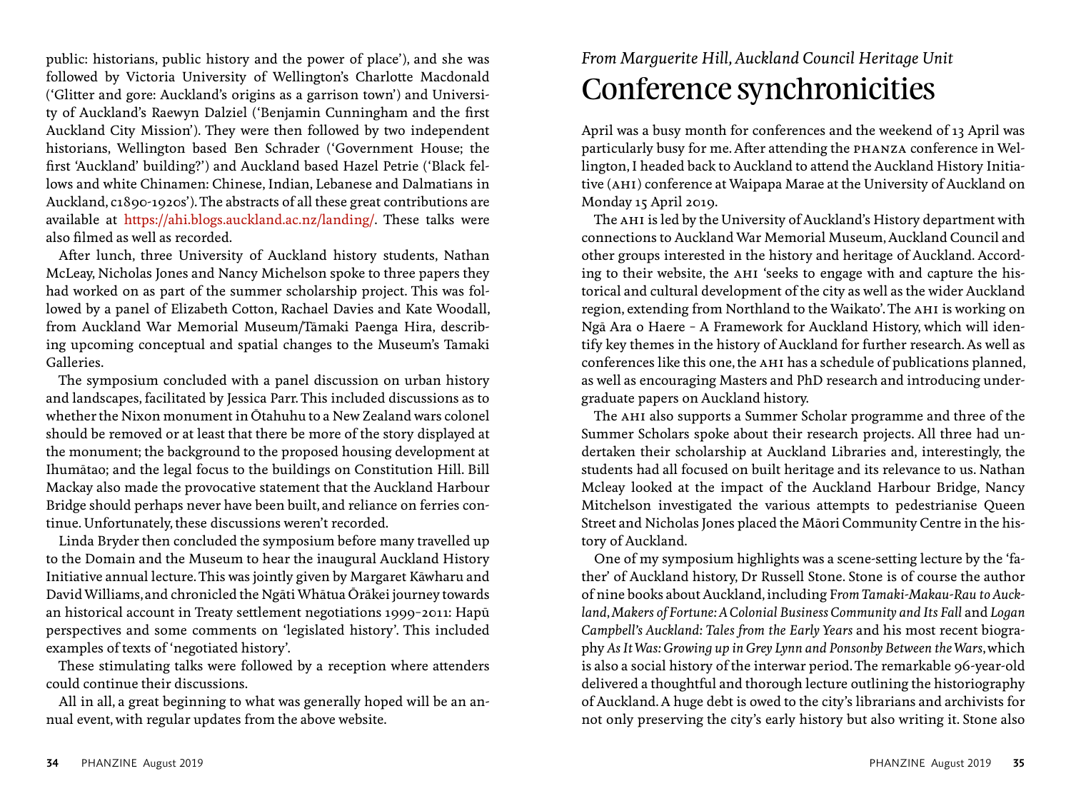public: historians, public history and the power of place'), and she was followed by Victoria University of Wellington's Charlotte Macdonald ('Glitter and gore: Auckland's origins as a garrison town') and University of Auckland's Raewyn Dalziel ('Benjamin Cunningham and the first Auckland City Mission'). They were then followed by two independent historians, Wellington based Ben Schrader ('Government House; the first 'Auckland' building?') and Auckland based Hazel Petrie ('Black fellows and white Chinamen: Chinese, Indian, Lebanese and Dalmatians in Auckland, c1890-1920s'). The abstracts of all these great contributions are available at https://ahi.blogs.auckland.ac.nz/landing/. These talks were also filmed as well as recorded.

After lunch, three University of Auckland history students, Nathan McLeay, Nicholas Jones and Nancy Michelson spoke to three papers they had worked on as part of the summer scholarship project. This was followed by a panel of Elizabeth Cotton, Rachael Davies and Kate Woodall, from Auckland War Memorial Museum/Tāmaki Paenga Hira, describing upcoming conceptual and spatial changes to the Museum's Tamaki Galleries.

The symposium concluded with a panel discussion on urban history and landscapes, facilitated by Jessica Parr. This included discussions as to whether the Nixon monument in Ōtahuhu to a New Zealand wars colonel should be removed or at least that there be more of the story displayed at the monument; the background to the proposed housing development at Ihumātao; and the legal focus to the buildings on Constitution Hill. Bill Mackay also made the provocative statement that the Auckland Harbour Bridge should perhaps never have been built, and reliance on ferries continue. Unfortunately, these discussions weren't recorded.

Linda Bryder then concluded the symposium before many travelled up to the Domain and the Museum to hear the inaugural Auckland History Initiative annual lecture. This was jointly given by Margaret Kāwharu and David Williams, and chronicled the Ngāti Whātua Ōrākei journey towards an historical account in Treaty settlement negotiations 1999-2011: Hapū perspectives and some comments on 'legislated history'. This included examples of texts of 'negotiated history'.

These stimulating talks were followed by a reception where attenders could continue their discussions.

All in all, a great beginning to what was generally hoped will be an annual event, with regular updates from the above website.

*From Marguerite Hill, Auckland Council Heritage Unit*

# Conference synchronicities

April was a busy month for conferences and the weekend of 13 April was particularly busy for me. After attending the PHANZA conference in Wellington, I headed back to Auckland to attend the Auckland History Initiative (AHI) conference at Waipapa Marae at the University of Auckland on Monday 15 April 2019.

The AHI is led by the University of Auckland's History department with connections to Auckland War Memorial Museum, Auckland Council and other groups interested in the history and heritage of Auckland. According to their website, the AHI 'seeks to engage with and capture the historical and cultural development of the city as well as the wider Auckland region, extending from Northland to the Waikato'. The AHI is working on Ngā Ara o Haere – A Framework for Auckland History, which will identify key themes in the history of Auckland for further research. As well as conferences like this one, the AHI has a schedule of publications planned, as well as encouraging Masters and PhD research and introducing undergraduate papers on Auckland history.

The AHI also supports a Summer Scholar programme and three of the Summer Scholars spoke about their research projects. All three had undertaken their scholarship at Auckland Libraries and, interestingly, the students had all focused on built heritage and its relevance to us. Nathan Mcleay looked at the impact of the Auckland Harbour Bridge, Nancy Mitchelson investigated the various attempts to pedestrianise Queen Street and Nicholas Jones placed the Māori Community Centre in the history of Auckland.

One of my symposium highlights was a scene-setting lecture by the 'father' of Auckland history, Dr Russell Stone. Stone is of course the author of nine books about Auckland, including F*rom Tamaki-Makau-Rau to Auckland*, *Makers of Fortune: A Colonial Business Community and Its Fall* and *Logan Campbell's Auckland: Tales from the Early Years* and his most recent biography *As It Was: Growing up in Grey Lynn and Ponsonby Between the Wars*, which is also a social history of the interwar period. The remarkable 96-year-old delivered a thoughtful and thorough lecture outlining the historiography of Auckland. A huge debt is owed to the city's librarians and archivists for not only preserving the city's early history but also writing it. Stone also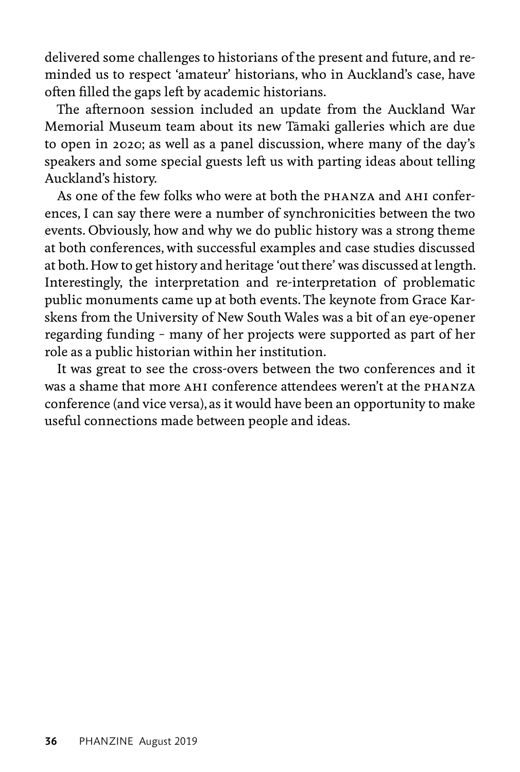delivered some challenges to historians of the present and future, and reminded us to respect 'amateur' historians, who in Auckland's case, have often filled the gaps left by academic historians.

The afternoon session included an update from the Auckland War Memorial Museum team about its new Tāmaki galleries which are due to open in 2020; as well as a panel discussion, where many of the day's speakers and some special guests left us with parting ideas about telling Auckland's history.

As one of the few folks who were at both the PHANZA and AHI conferences, I can say there were a number of synchronicities between the two events. Obviously, how and why we do public history was a strong theme at both conferences, with successful examples and case studies discussed at both. How to get history and heritage 'out there' was discussed at length. Interestingly, the interpretation and re-interpretation of problematic public monuments came up at both events. The keynote from Grace Karskens from the University of New South Wales was a bit of an eye-opener regarding funding – many of her projects were supported as part of her role as a public historian within her institution.

It was great to see the cross-overs between the two conferences and it was a shame that more AHI conference attendees weren't at the PHANZA conference (and vice versa), as it would have been an opportunity to make useful connections made between people and ideas.